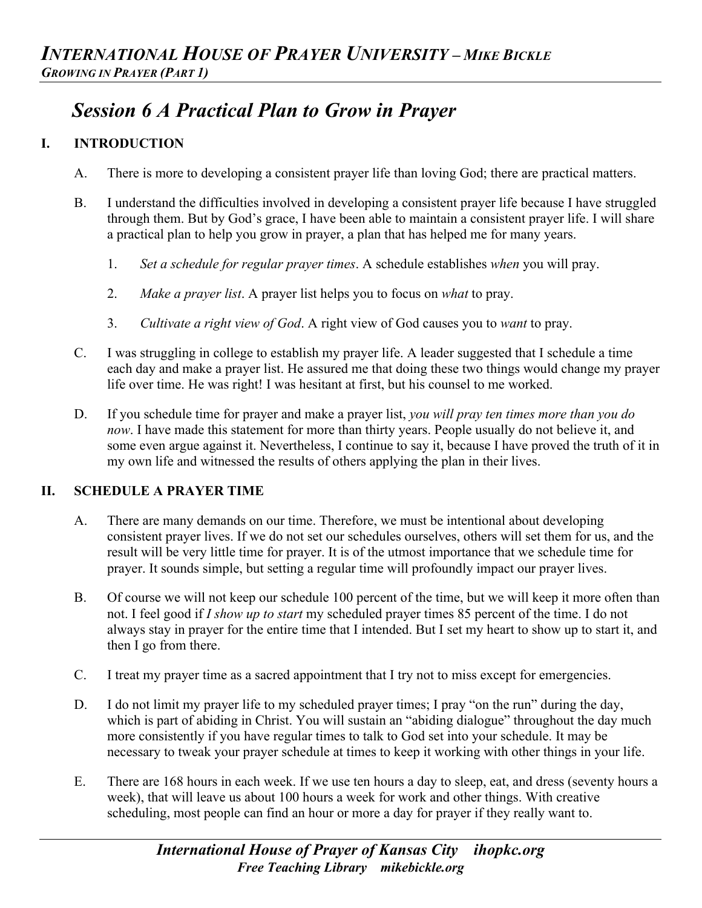# Session 6 A Practical Plan to Grow in Prayer

## I. INTRODUCTION

A. There is more to developing a consistent prayer life than loving God; there are practical matters.

B. I understand the difficulties involved in developing a consistent prayer life because I have struggled through them. But by God's grace, I have been able to maintain a consistent prayer life. I will share a practical plan to help you grow in prayer, a plan that has helped me for many years.

1. *Set a schedule for regular prayer times*. A schedule establishes *when* you will pray.
2. *Make a prayer list*. A prayer list helps you to focus on *what* to pray.
3. *Cultivate a right view of God*. A right view of God causes you to *want* to pray.

C. I was struggling in college to establish my prayer life. A leader suggested that I schedule a time each day and make a prayer list. He assured me that doing these two things would change my prayer life over time. He was right! I was hesitant at first, but his counsel to me worked.

D. If you schedule time for prayer and make a prayer list, *you will pray ten times more than you do now*. I have made this statement for more than thirty years. People usually do not believe it, and some even argue against it. Nevertheless, I continue to say it, because I have proved the truth of it in my own life and witnessed the results of others applying the plan in their lives.

## II. SCHEDULE A PRAYER TIME

A. There are many demands on our time. Therefore, we must be intentional about developing consistent prayer lives. If we do not set our schedules ourselves, others will set them for us, and the result will be very little time for prayer. It is of the utmost importance that we schedule time for prayer. It sounds simple, but setting a regular time will profoundly impact our prayer lives.

B. Of course we will not keep our schedule 100 percent of the time, but we will keep it more often than not. I feel good if *I show up to start* my scheduled prayer times 85 percent of the time. I do not always stay in prayer for the entire time that I intended. But I set my heart to show up to start it, and then I go from there.

C. I treat my prayer time as a sacred appointment that I try not to miss except for emergencies.

D. I do not limit my prayer life to my scheduled prayer times; I pray "on the run" during the day, which is part of abiding in Christ. You will sustain an "abiding dialogue" throughout the day much more consistently if you have regular times to talk to God set into your schedule. It may be necessary to tweak your prayer schedule at times to keep it working with other things in your life.

E. There are 168 hours in each week. If we use ten hours a day to sleep, eat, and dress (seventy hours a week), that will leave us about 100 hours a week for work and other things. With creative scheduling, most people can find an hour or more a day for prayer if they really want to.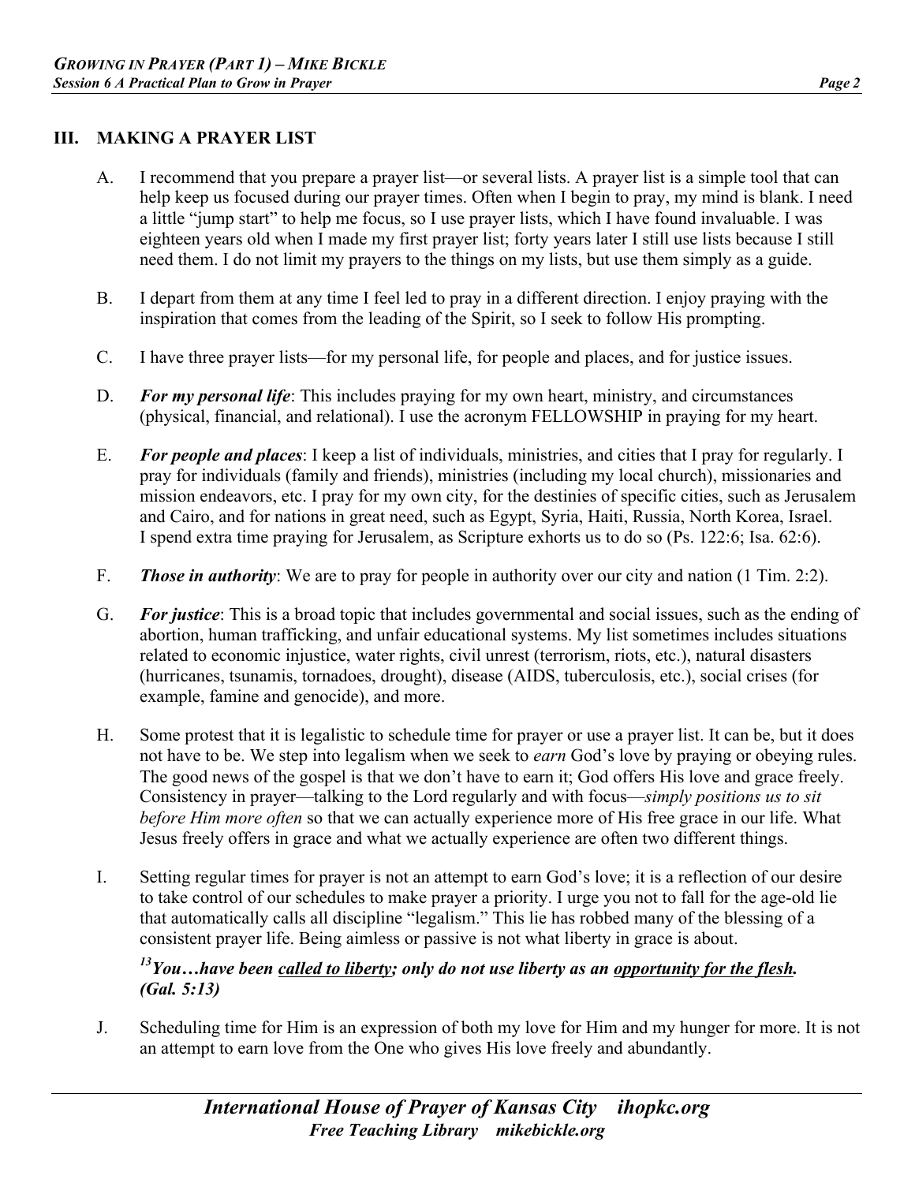## III. MAKING A PRAYER LIST

A. I recommend that you prepare a prayer list—or several lists. A prayer list is a simple tool that can help keep us focused during our prayer times. Often when I begin to pray, my mind is blank. I need a little "jump start" to help me focus, so I use prayer lists, which I have found invaluable. I was eighteen years old when I made my first prayer list; forty years later I still use lists because I still need them. I do not limit my prayers to the things on my lists, but use them simply as a guide.

B. I depart from them at any time I feel led to pray in a different direction. I enjoy praying with the inspiration that comes from the leading of the Spirit, so I seek to follow His prompting.

C. I have three prayer lists—for my personal life, for people and places, and for justice issues.

D. ***For my personal life***: This includes praying for my own heart, ministry, and circumstances (physical, financial, and relational). I use the acronym FELLOWSHIP in praying for my heart.

E. ***For people and places***: I keep a list of individuals, ministries, and cities that I pray for regularly. I pray for individuals (family and friends), ministries (including my local church), missionaries and mission endeavors, etc. I pray for my own city, for the destinies of specific cities, such as Jerusalem and Cairo, and for nations in great need, such as Egypt, Syria, Haiti, Russia, North Korea, Israel. I spend extra time praying for Jerusalem, as Scripture exhorts us to do so (Ps. 122:6; Isa. 62:6).

F. ***Those in authority***: We are to pray for people in authority over our city and nation (1 Tim. 2:2).

G. ***For justice***: This is a broad topic that includes governmental and social issues, such as the ending of abortion, human trafficking, and unfair educational systems. My list sometimes includes situations related to economic injustice, water rights, civil unrest (terrorism, riots, etc.), natural disasters (hurricanes, tsunamis, tornadoes, drought), disease (AIDS, tuberculosis, etc.), social crises (for example, famine and genocide), and more.

H. Some protest that it is legalistic to schedule time for prayer or use a prayer list. It can be, but it does not have to be. We step into legalism when we seek to *earn* God's love by praying or obeying rules. The good news of the gospel is that we don't have to earn it; God offers His love and grace freely. Consistency in prayer—talking to the Lord regularly and with focus—*simply positions us to sit before Him more often* so that we can actually experience more of His free grace in our life. What Jesus freely offers in grace and what we actually experience are often two different things.

I. Setting regular times for prayer is not an attempt to earn God's love; it is a reflection of our desire to take control of our schedules to make prayer a priority. I urge you not to fall for the age-old lie that automatically calls all discipline "legalism." This lie has robbed many of the blessing of a consistent prayer life. Being aimless or passive is not what liberty in grace is about.

***[13] You…have been <u>called to liberty</u>; only do not use liberty as an <u>opportunity for the flesh</u>. (Gal. 5:13)***

J. Scheduling time for Him is an expression of both my love for Him and my hunger for more. It is not an attempt to earn love from the One who gives His love freely and abundantly.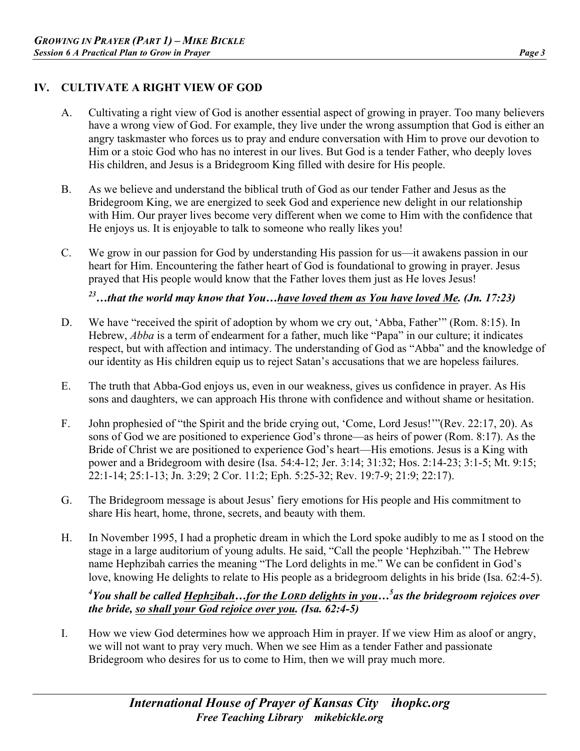## IV. CULTIVATE A RIGHT VIEW OF GOD

A. Cultivating a right view of God is another essential aspect of growing in prayer. Too many believers have a wrong view of God. For example, they live under the wrong assumption that God is either an angry taskmaster who forces us to pray and endure conversation with Him to prove our devotion to Him or a stoic God who has no interest in our lives. But God is a tender Father, who deeply loves His children, and Jesus is a Bridegroom King filled with desire for His people.

B. As we believe and understand the biblical truth of God as our tender Father and Jesus as the Bridegroom King, we are energized to seek God and experience new delight in our relationship with Him. Our prayer lives become very different when we come to Him with the confidence that He enjoys us. It is enjoyable to talk to someone who really likes you!

C. We grow in our passion for God by understanding His passion for us—it awakens passion in our heart for Him. Encountering the father heart of God is foundational to growing in prayer. Jesus prayed that His people would know that the Father loves them just as He loves Jesus!

***[23]…that the world may know that You…<u>have loved them as You have loved Me</u>. (Jn. 17:23)***

D. We have "received the spirit of adoption by whom we cry out, 'Abba, Father'" (Rom. 8:15). In Hebrew, *Abba* is a term of endearment for a father, much like "Papa" in our culture; it indicates respect, but with affection and intimacy. The understanding of God as "Abba" and the knowledge of our identity as His children equip us to reject Satan's accusations that we are hopeless failures.

E. The truth that Abba-God enjoys us, even in our weakness, gives us confidence in prayer. As His sons and daughters, we can approach His throne with confidence and without shame or hesitation.

F. John prophesied of "the Spirit and the bride crying out, 'Come, Lord Jesus!'"(Rev. 22:17, 20). As sons of God we are positioned to experience God's throne—as heirs of power (Rom. 8:17). As the Bride of Christ we are positioned to experience God's heart—His emotions. Jesus is a King with power and a Bridegroom with desire (Isa. 54:4-12; Jer. 3:14; 31:32; Hos. 2:14-23; 3:1-5; Mt. 9:15; 22:1-14; 25:1-13; Jn. 3:29; 2 Cor. 11:2; Eph. 5:25-32; Rev. 19:7-9; 21:9; 22:17).

G. The Bridegroom message is about Jesus' fiery emotions for His people and His commitment to share His heart, home, throne, secrets, and beauty with them.

H. In November 1995, I had a prophetic dream in which the Lord spoke audibly to me as I stood on the stage in a large auditorium of young adults. He said, "Call the people 'Hephzibah.'" The Hebrew name Hephzibah carries the meaning "The Lord delights in me." We can be confident in God's love, knowing He delights to relate to His people as a bridegroom delights in his bride (Isa. 62:4-5).

***[4]You shall be called <u>Hephzibah</u>…<u>for the LORD delights in you</u>…[5]as the bridegroom rejoices over the bride, <u>so shall your God rejoice over you</u>. (Isa. 62:4-5)***

I. How we view God determines how we approach Him in prayer. If we view Him as aloof or angry, we will not want to pray very much. When we see Him as a tender Father and passionate Bridegroom who desires for us to come to Him, then we will pray much more.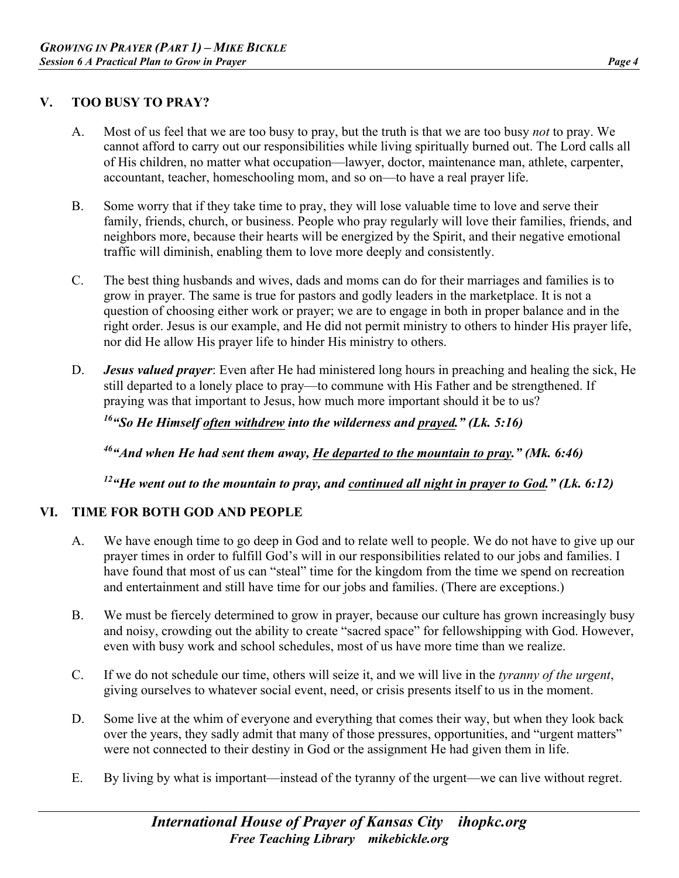## V. TOO BUSY TO PRAY?

A. Most of us feel that we are too busy to pray, but the truth is that we are too busy *not* to pray. We cannot afford to carry out our responsibilities while living spiritually burned out. The Lord calls all of His children, no matter what occupation—lawyer, doctor, maintenance man, athlete, carpenter, accountant, teacher, homeschooling mom, and so on—to have a real prayer life.

B. Some worry that if they take time to pray, they will lose valuable time to love and serve their family, friends, church, or business. People who pray regularly will love their families, friends, and neighbors more, because their hearts will be energized by the Spirit, and their negative emotional traffic will diminish, enabling them to love more deeply and consistently.

C. The best thing husbands and wives, dads and moms can do for their marriages and families is to grow in prayer. The same is true for pastors and godly leaders in the marketplace. It is not a question of choosing either work or prayer; we are to engage in both in proper balance and in the right order. Jesus is our example, and He did not permit ministry to others to hinder His prayer life, nor did He allow His prayer life to hinder His ministry to others.

D. ***Jesus valued prayer***: Even after He had ministered long hours in preaching and healing the sick, He still departed to a lonely place to pray—to commune with His Father and be strengthened. If praying was that important to Jesus, how much more important should it be to us?

***[16]"So He Himself <u>often withdrew</u> into the wilderness and <u>prayed</u>." (Lk. 5:16)***

***[46]"And when He had sent them away, <u>He departed to the mountain to pray</u>." (Mk. 6:46)***

***[12]"He went out to the mountain to pray, and <u>continued all night in prayer to God</u>." (Lk. 6:12)***

## VI. TIME FOR BOTH GOD AND PEOPLE

A. We have enough time to go deep in God and to relate well to people. We do not have to give up our prayer times in order to fulfill God's will in our responsibilities related to our jobs and families. I have found that most of us can "steal" time for the kingdom from the time we spend on recreation and entertainment and still have time for our jobs and families. (There are exceptions.)

B. We must be fiercely determined to grow in prayer, because our culture has grown increasingly busy and noisy, crowding out the ability to create "sacred space" for fellowshipping with God. However, even with busy work and school schedules, most of us have more time than we realize.

C. If we do not schedule our time, others will seize it, and we will live in the *tyranny of the urgent*, giving ourselves to whatever social event, need, or crisis presents itself to us in the moment.

D. Some live at the whim of everyone and everything that comes their way, but when they look back over the years, they sadly admit that many of those pressures, opportunities, and "urgent matters" were not connected to their destiny in God or the assignment He had given them in life.

E. By living by what is important—instead of the tyranny of the urgent—we can live without regret.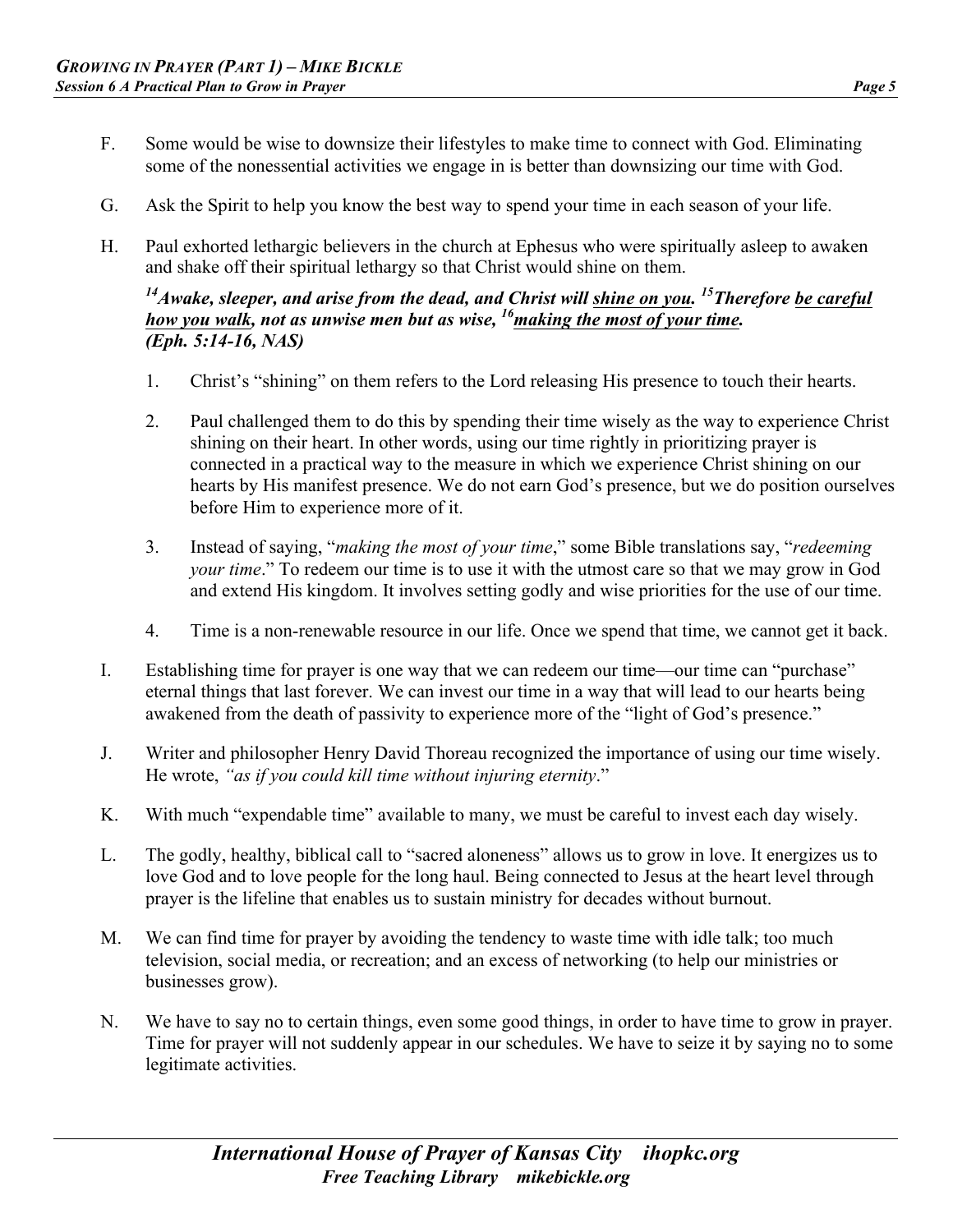F. Some would be wise to downsize their lifestyles to make time to connect with God. Eliminating some of the nonessential activities we engage in is better than downsizing our time with God.

G. Ask the Spirit to help you know the best way to spend your time in each season of your life.

H. Paul exhorted lethargic believers in the church at Ephesus who were spiritually asleep to awaken and shake off their spiritual lethargy so that Christ would shine on them.

***[14]Awake, sleeper, and arise from the dead, and Christ will <u>shine on you</u>. [15]Therefore <u>be careful how you walk</u>, not as unwise men but as wise, [16]<u>making the most of your time</u>. (Eph. 5:14-16, NAS)***

1. Christ's "shining" on them refers to the Lord releasing His presence to touch their hearts.

2. Paul challenged them to do this by spending their time wisely as the way to experience Christ shining on their heart. In other words, using our time rightly in prioritizing prayer is connected in a practical way to the measure in which we experience Christ shining on our hearts by His manifest presence. We do not earn God's presence, but we do position ourselves before Him to experience more of it.

3. Instead of saying, "*making the most of your time*," some Bible translations say, "*redeeming your time*." To redeem our time is to use it with the utmost care so that we may grow in God and extend His kingdom. It involves setting godly and wise priorities for the use of our time.

4. Time is a non-renewable resource in our life. Once we spend that time, we cannot get it back.

I. Establishing time for prayer is one way that we can redeem our time—our time can "purchase" eternal things that last forever. We can invest our time in a way that will lead to our hearts being awakened from the death of passivity to experience more of the "light of God's presence."

J. Writer and philosopher Henry David Thoreau recognized the importance of using our time wisely. He wrote, *"as if you could kill time without injuring eternity*."

K. With much "expendable time" available to many, we must be careful to invest each day wisely.

L. The godly, healthy, biblical call to "sacred aloneness" allows us to grow in love. It energizes us to love God and to love people for the long haul. Being connected to Jesus at the heart level through prayer is the lifeline that enables us to sustain ministry for decades without burnout.

M. We can find time for prayer by avoiding the tendency to waste time with idle talk; too much television, social media, or recreation; and an excess of networking (to help our ministries or businesses grow).

N. We have to say no to certain things, even some good things, in order to have time to grow in prayer. Time for prayer will not suddenly appear in our schedules. We have to seize it by saying no to some legitimate activities.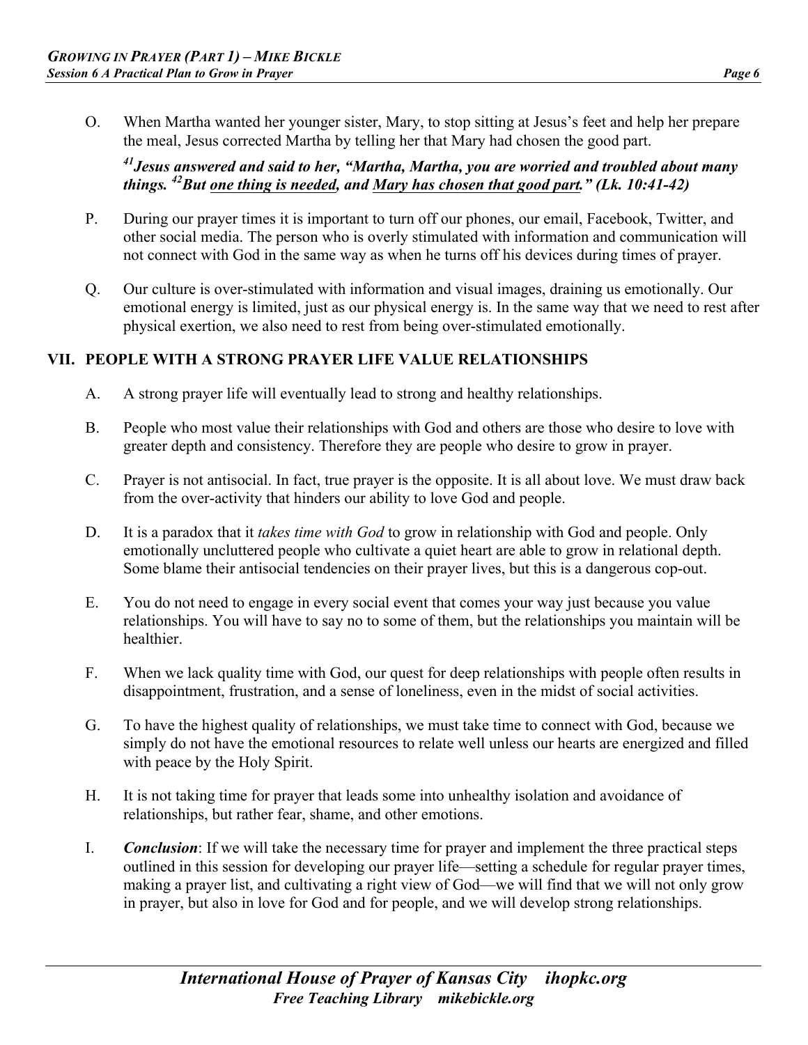O. When Martha wanted her younger sister, Mary, to stop sitting at Jesus's feet and help her prepare the meal, Jesus corrected Martha by telling her that Mary had chosen the good part.

***[41]Jesus answered and said to her, "Martha, Martha, you are worried and troubled about many things. [42]But <u>one thing is needed</u>, and <u>Mary has chosen that good part</u>." (Lk. 10:41-42)***

P. During our prayer times it is important to turn off our phones, our email, Facebook, Twitter, and other social media. The person who is overly stimulated with information and communication will not connect with God in the same way as when he turns off his devices during times of prayer.

Q. Our culture is over-stimulated with information and visual images, draining us emotionally. Our emotional energy is limited, just as our physical energy is. In the same way that we need to rest after physical exertion, we also need to rest from being over-stimulated emotionally.

## VII. PEOPLE WITH A STRONG PRAYER LIFE VALUE RELATIONSHIPS

A. A strong prayer life will eventually lead to strong and healthy relationships.

B. People who most value their relationships with God and others are those who desire to love with greater depth and consistency. Therefore they are people who desire to grow in prayer.

C. Prayer is not antisocial. In fact, true prayer is the opposite. It is all about love. We must draw back from the over-activity that hinders our ability to love God and people.

D. It is a paradox that it *takes time with God* to grow in relationship with God and people. Only emotionally uncluttered people who cultivate a quiet heart are able to grow in relational depth. Some blame their antisocial tendencies on their prayer lives, but this is a dangerous cop-out.

E. You do not need to engage in every social event that comes your way just because you value relationships. You will have to say no to some of them, but the relationships you maintain will be healthier.

F. When we lack quality time with God, our quest for deep relationships with people often results in disappointment, frustration, and a sense of loneliness, even in the midst of social activities.

G. To have the highest quality of relationships, we must take time to connect with God, because we simply do not have the emotional resources to relate well unless our hearts are energized and filled with peace by the Holy Spirit.

H. It is not taking time for prayer that leads some into unhealthy isolation and avoidance of relationships, but rather fear, shame, and other emotions.

I. ***Conclusion***: If we will take the necessary time for prayer and implement the three practical steps outlined in this session for developing our prayer life—setting a schedule for regular prayer times, making a prayer list, and cultivating a right view of God—we will find that we will not only grow in prayer, but also in love for God and for people, and we will develop strong relationships.